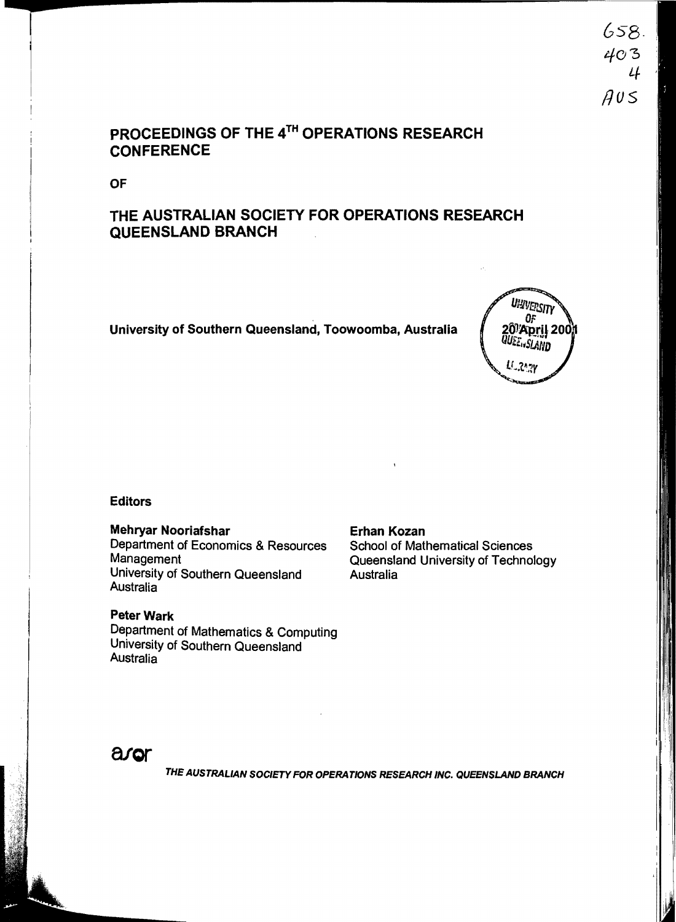658.
403
4
AUS

# PROCEEDINGS OF THE 4[TH] OPERATIONS RESEARCH CONFERENCE

**OF**

# THE AUSTRALIAN SOCIETY FOR OPERATIONS RESEARCH QUEENSLAND BRANCH

**University of Southern Queensland, Toowoomba, Australia**

UNIVERSITY OF 20 April 2001 QUEENSLAND LIBRARY

**Editors**

**Mehryar Nooriafshar**
Department of Economics & Resources Management
University of Southern Queensland
Australia

**Erhan Kozan**
School of Mathematical Sciences
Queensland University of Technology
Australia

**Peter Wark**
Department of Mathematics & Computing
University of Southern Queensland
Australia

asor

*THE AUSTRALIAN SOCIETY FOR OPERATIONS RESEARCH INC. QUEENSLAND BRANCH*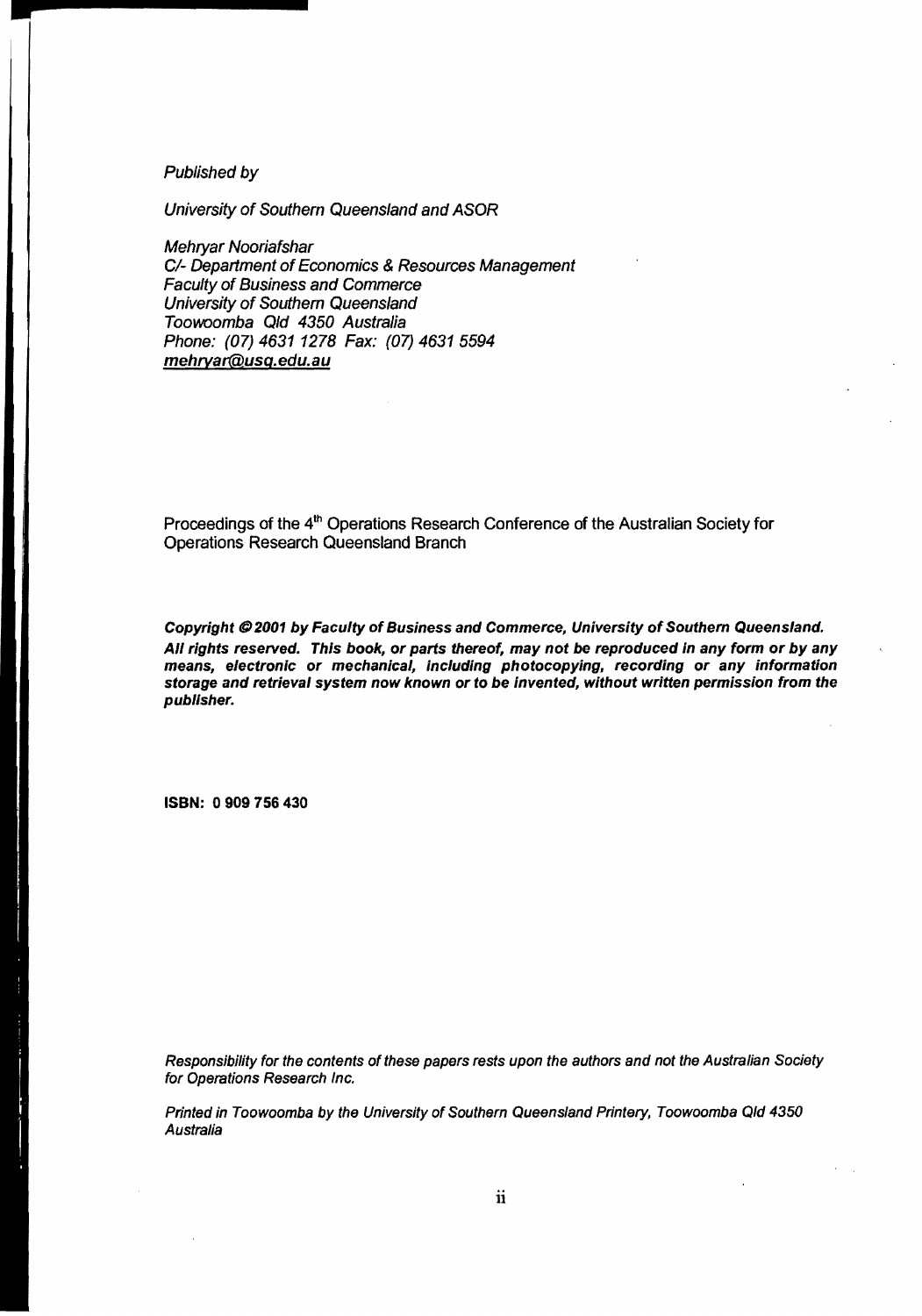*Published by*

*University of Southern Queensland and ASOR*

*Mehryar Nooriafshar*
*C/- Department of Economics & Resources Management*
*Faculty of Business and Commerce*
*University of Southern Queensland*
*Toowoomba Qld 4350 Australia*
*Phone: (07) 4631 1278 Fax: (07) 4631 5594*
*mehryar@usq.edu.au*

Proceedings of the 4th Operations Research Conference of the Australian Society for Operations Research Queensland Branch

***Copyright © 2001 by Faculty of Business and Commerce, University of Southern Queensland. All rights reserved. This book, or parts thereof, may not be reproduced in any form or by any means, electronic or mechanical, including photocopying, recording or any information storage and retrieval system now known or to be invented, without written permission from the publisher.***

**ISBN: 0 909 756 430**

*Responsibility for the contents of these papers rests upon the authors and not the Australian Society for Operations Research Inc.*

*Printed in Toowoomba by the University of Southern Queensland Printery, Toowoomba Qld 4350 Australia*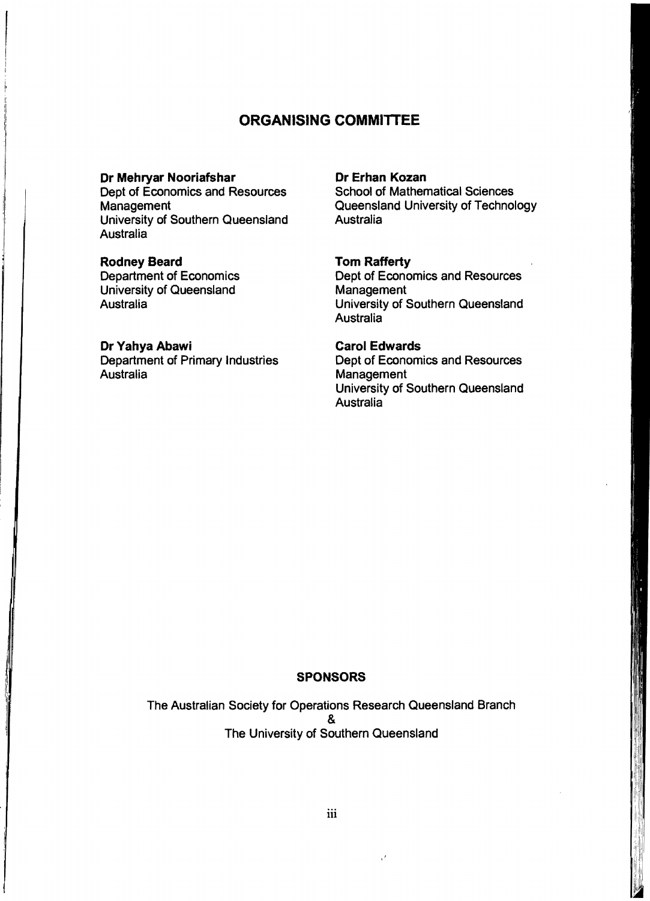## ORGANISING COMMITTEE

**Dr Mehryar Nooriafshar**
Dept of Economics and Resources Management
University of Southern Queensland
Australia

**Rodney Beard**
Department of Economics
University of Queensland
Australia

**Dr Yahya Abawi**
Department of Primary Industries
Australia

**Dr Erhan Kozan**
School of Mathematical Sciences
Queensland University of Technology
Australia

**Tom Rafferty**
Dept of Economics and Resources Management
University of Southern Queensland
Australia

**Carol Edwards**
Dept of Economics and Resources Management
University of Southern Queensland
Australia

### SPONSORS

The Australian Society for Operations Research Queensland Branch
&
The University of Southern Queensland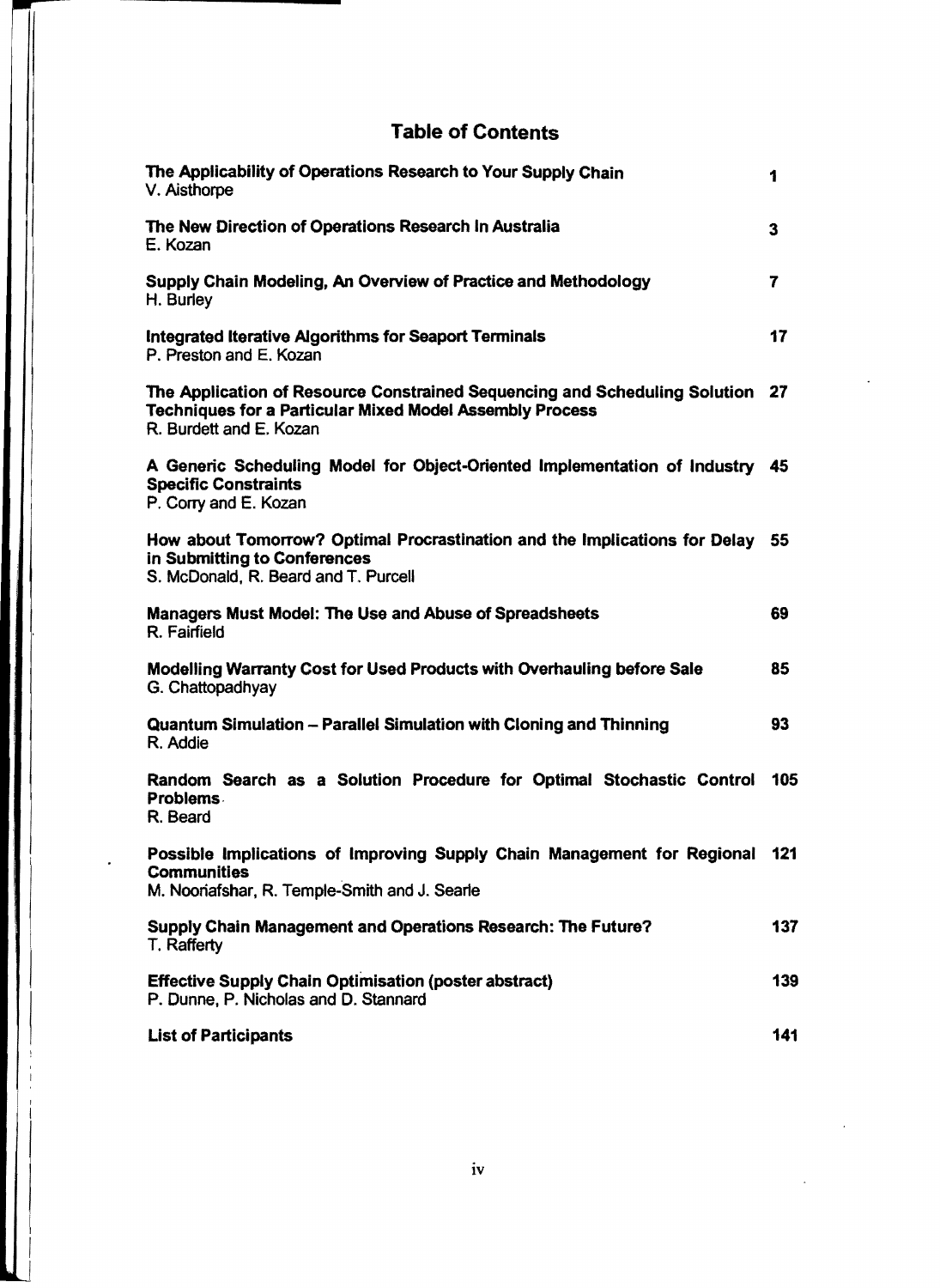# Table of Contents

| | |
|---|---|
| **The Applicability of Operations Research to Your Supply Chain**<br>V. Aisthorpe | **1** |
| **The New Direction of Operations Research In Australia**<br>E. Kozan | **3** |
| **Supply Chain Modeling, An Overview of Practice and Methodology**<br>H. Burley | **7** |
| **Integrated Iterative Algorithms for Seaport Terminals**<br>P. Preston and E. Kozan | **17** |
| **The Application of Resource Constrained Sequencing and Scheduling Solution Techniques for a Particular Mixed Model Assembly Process**<br>R. Burdett and E. Kozan | **27** |
| **A Generic Scheduling Model for Object-Oriented Implementation of Industry Specific Constraints**<br>P. Corry and E. Kozan | **45** |
| **How about Tomorrow? Optimal Procrastination and the Implications for Delay in Submitting to Conferences**<br>S. McDonald, R. Beard and T. Purcell | **55** |
| **Managers Must Model: The Use and Abuse of Spreadsheets**<br>R. Fairfield | **69** |
| **Modelling Warranty Cost for Used Products with Overhauling before Sale**<br>G. Chattopadhyay | **85** |
| **Quantum Simulation – Parallel Simulation with Cloning and Thinning**<br>R. Addie | **93** |
| **Random Search as a Solution Procedure for Optimal Stochastic Control Problems**<br>R. Beard | **105** |
| **Possible Implications of Improving Supply Chain Management for Regional Communities**<br>M. Nooriafshar, R. Temple-Smith and J. Searle | **121** |
| **Supply Chain Management and Operations Research: The Future?**<br>T. Rafferty | **137** |
| **Effective Supply Chain Optimisation (poster abstract)**<br>P. Dunne, P. Nicholas and D. Stannard | **139** |
| **List of Participants** | **141** |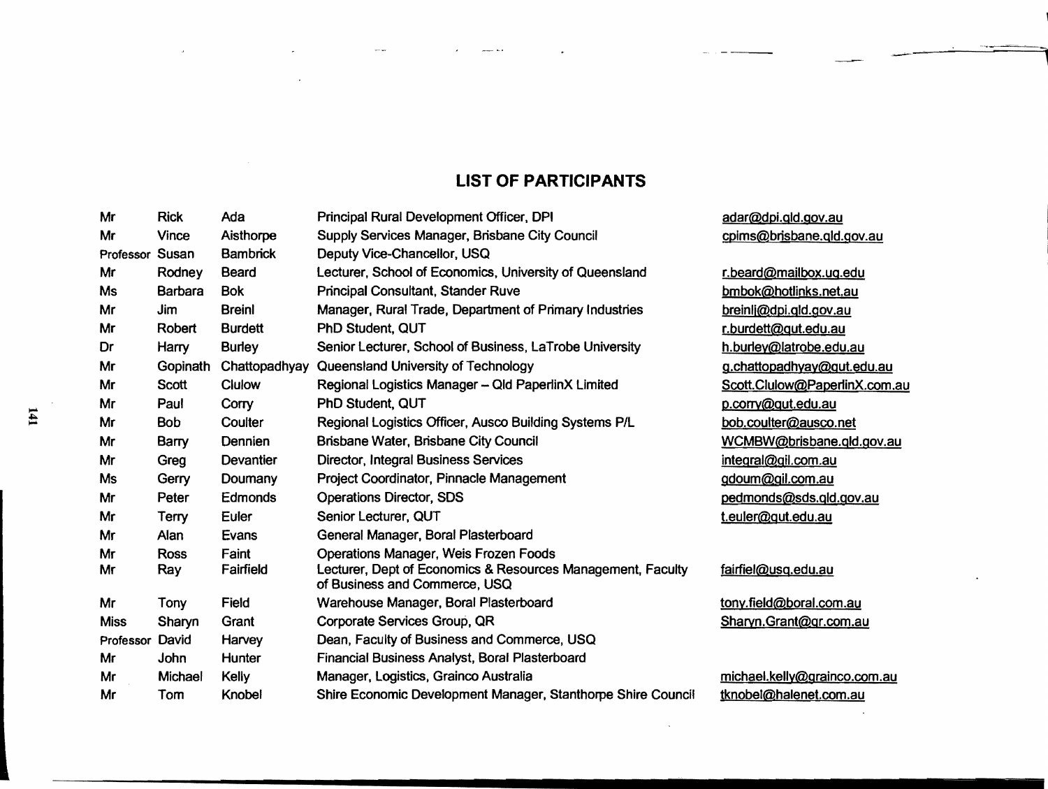## LIST OF PARTICIPANTS

| | | | | |
|---|---|---|---|---|
| Mr | Rick | Ada | Principal Rural Development Officer, DPI | adar@dpi.qld.gov.au |
| Mr | Vince | Aisthorpe | Supply Services Manager, Brisbane City Council | cpims@brisbane.qld.gov.au |
| Professor | Susan | Bambrick | Deputy Vice-Chancellor, USQ | |
| Mr | Rodney | Beard | Lecturer, School of Economics, University of Queensland | r.beard@mailbox.uq.edu |
| Ms | Barbara | Bok | Principal Consultant, Stander Ruve | bmbok@hotlinks.net.au |
| Mr | Jim | Breinl | Manager, Rural Trade, Department of Primary Industries | breinlj@dpi.qld.gov.au |
| Mr | Robert | Burdett | PhD Student, QUT | r.burdett@qut.edu.au |
| Dr | Harry | Burley | Senior Lecturer, School of Business, LaTrobe University | h.burley@latrobe.edu.au |
| Mr | Gopinath | Chattopadhyay | Queensland University of Technology | g.chattopadhyay@qut.edu.au |
| Mr | Scott | Clulow | Regional Logistics Manager – Qld PaperlinX Limited | Scott.Clulow@PaperlinX.com.au |
| Mr | Paul | Corry | PhD Student, QUT | p.corry@qut.edu.au |
| Mr | Bob | Coulter | Regional Logistics Officer, Ausco Building Systems P/L | bob.coulter@ausco.net |
| Mr | Barry | Dennien | Brisbane Water, Brisbane City Council | WCMBW@brisbane.qld.gov.au |
| Mr | Greg | Devantier | Director, Integral Business Services | integral@gil.com.au |
| Ms | Gerry | Doumany | Project Coordinator, Pinnacle Management | gdoum@gil.com.au |
| Mr | Peter | Edmonds | Operations Director, SDS | pedmonds@sds.qld.gov.au |
| Mr | Terry | Euler | Senior Lecturer, QUT | t.euler@qut.edu.au |
| Mr | Alan | Evans | General Manager, Boral Plasterboard | |
| Mr | Ross | Faint | Operations Manager, Weis Frozen Foods | |
| Mr | Ray | Fairfield | Lecturer, Dept of Economics & Resources Management, Faculty of Business and Commerce, USQ | fairfiel@usq.edu.au |
| Mr | Tony | Field | Warehouse Manager, Boral Plasterboard | tony.field@boral.com.au |
| Miss | Sharyn | Grant | Corporate Services Group, QR | Sharyn.Grant@qr.com.au |
| Professor | David | Harvey | Dean, Faculty of Business and Commerce, USQ | |
| Mr | John | Hunter | Financial Business Analyst, Boral Plasterboard | |
| Mr | Michael | Kelly | Manager, Logistics, Grainco Australia | michael.kelly@grainco.com.au |
| Mr | Tom | Knobel | Shire Economic Development Manager, Stanthorpe Shire Council | tknobel@halenet.com.au |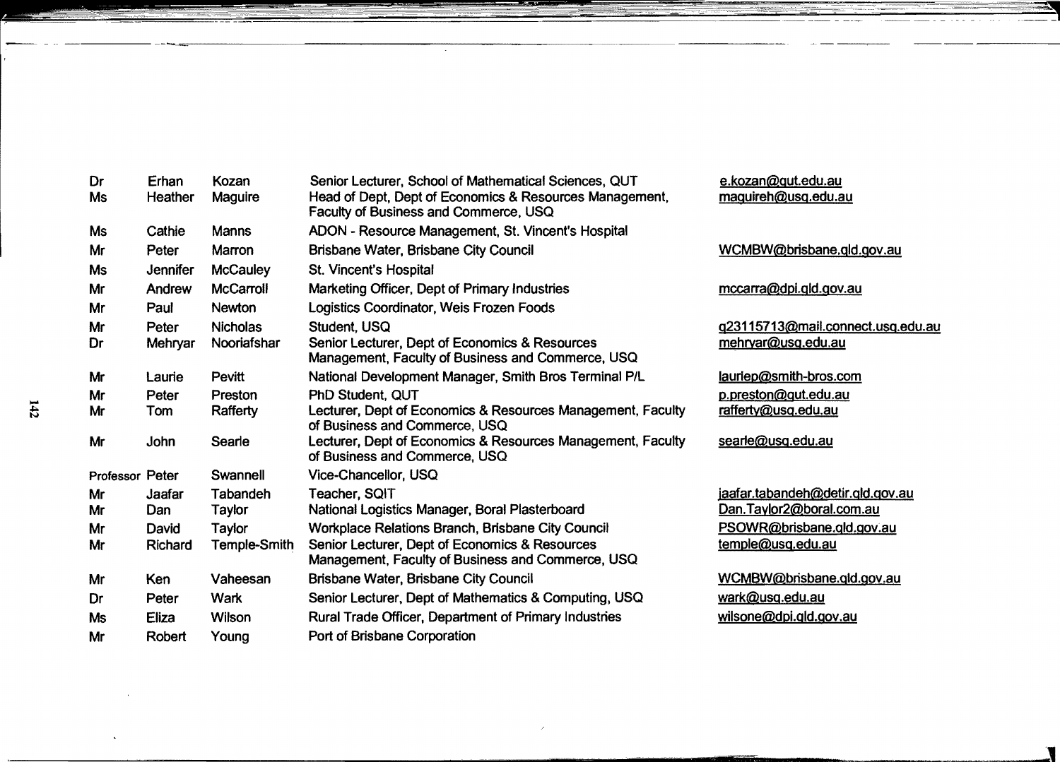| | | | | |
|---|---|---|---|---|
| Dr | Erhan | Kozan | Senior Lecturer, School of Mathematical Sciences, QUT | e.kozan@qut.edu.au |
| Ms | Heather | Maguire | Head of Dept, Dept of Economics & Resources Management, Faculty of Business and Commerce, USQ | maguireh@usq.edu.au |
| Ms | Cathie | Manns | ADON - Resource Management, St. Vincent's Hospital | |
| Mr | Peter | Marron | Brisbane Water, Brisbane City Council | WCMBW@brisbane.qld.gov.au |
| Ms | Jennifer | McCauley | St. Vincent's Hospital | |
| Mr | Andrew | McCarroll | Marketing Officer, Dept of Primary Industries | mccarra@dpi.qld.gov.au |
| Mr | Paul | Newton | Logistics Coordinator, Weis Frozen Foods | |
| Mr | Peter | Nicholas | Student, USQ | q23115713@mail.connect.usq.edu.au |
| Dr | Mehryar | Nooriafshar | Senior Lecturer, Dept of Economics & Resources Management, Faculty of Business and Commerce, USQ | mehryar@usq.edu.au |
| Mr | Laurie | Pevitt | National Development Manager, Smith Bros Terminal P/L | lauriep@smith-bros.com |
| Mr | Peter | Preston | PhD Student, QUT | p.preston@qut.edu.au |
| Mr | Tom | Rafferty | Lecturer, Dept of Economics & Resources Management, Faculty of Business and Commerce, USQ | rafferty@usq.edu.au |
| Mr | John | Searle | Lecturer, Dept of Economics & Resources Management, Faculty of Business and Commerce, USQ | searle@usq.edu.au |
| Professor | Peter | Swannell | Vice-Chancellor, USQ | |
| Mr | Jaafar | Tabandeh | Teacher, SQIT | jaafar.tabandeh@detir.qld.gov.au |
| Mr | Dan | Taylor | National Logistics Manager, Boral Plasterboard | Dan.Taylor2@boral.com.au |
| Mr | David | Taylor | Workplace Relations Branch, Brisbane City Council | PSOWR@brisbane.qld.gov.au |
| Mr | Richard | Temple-Smith | Senior Lecturer, Dept of Economics & Resources Management, Faculty of Business and Commerce, USQ | temple@usq.edu.au |
| Mr | Ken | Vaheesan | Brisbane Water, Brisbane City Council | WCMBW@brisbane.qld.gov.au |
| Dr | Peter | Wark | Senior Lecturer, Dept of Mathematics & Computing, USQ | wark@usq.edu.au |
| Ms | Eliza | Wilson | Rural Trade Officer, Department of Primary Industries | wilsone@dpi.qld.gov.au |
| Mr | Robert | Young | Port of Brisbane Corporation | |